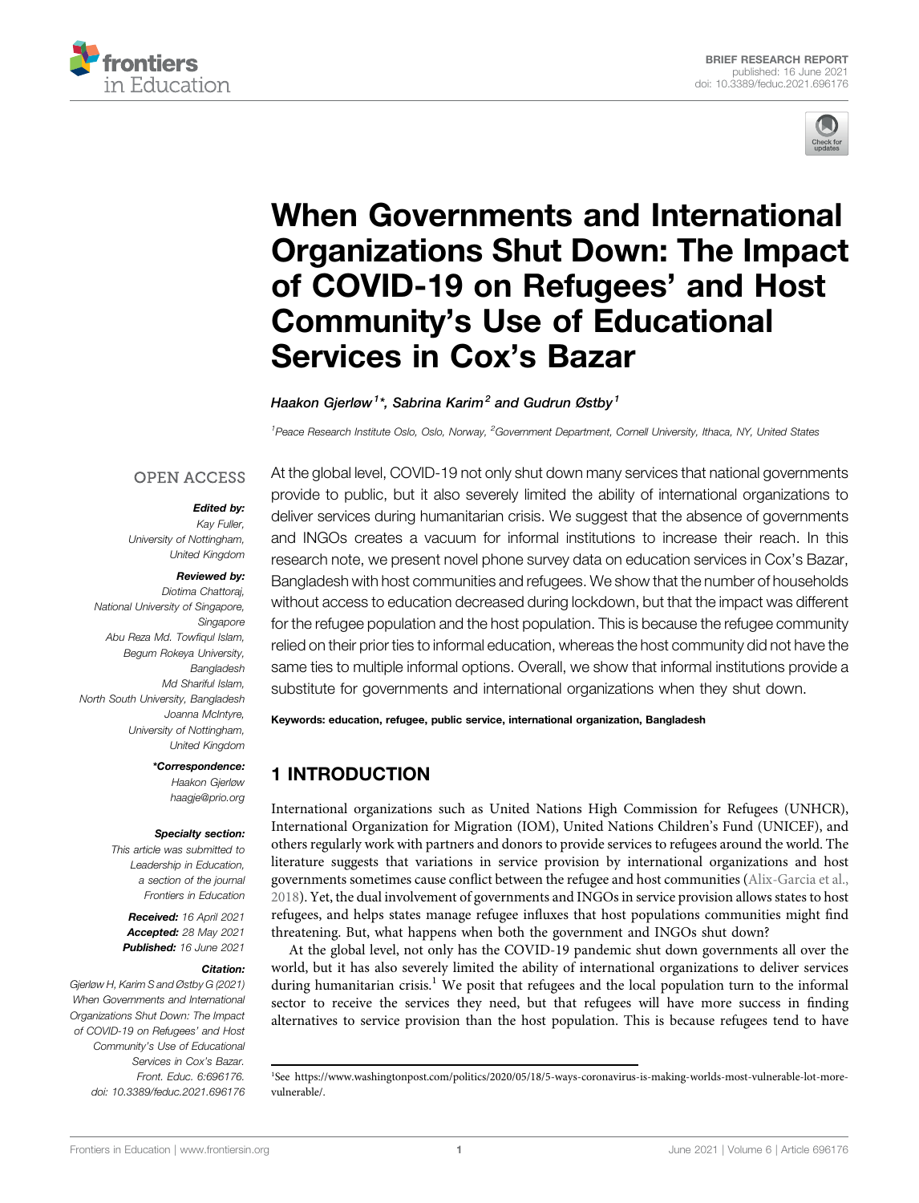BRIEF RESEARCH REPORT
published: 16 June 2021
doi: 10.3389/feduc.2021.696176

# When Governments and International Organizations Shut Down: The Impact of COVID-19 on Refugees' and Host Community's Use of Educational Services in Cox's Bazar

*Haakon Gjerløw[1]\*, Sabrina Karim[2] and Gudrun Østby[1]*

[1]Peace Research Institute Oslo, Oslo, Norway, [2]Government Department, Cornell University, Ithaca, NY, United States

OPEN ACCESS

**Edited by:**
Kay Fuller,
University of Nottingham,
United Kingdom

**Reviewed by:**
Diotima Chattoraj,
National University of Singapore,
Singapore
Abu Reza Md. Towfiqul Islam,
Begum Rokeya University,
Bangladesh
Md Shariful Islam,
North South University, Bangladesh
Joanna McIntyre,
University of Nottingham,
United Kingdom

**\*Correspondence:**
Haakon Gjerløw
haagje@prio.org

**Specialty section:**
This article was submitted to
Leadership in Education,
a section of the journal
Frontiers in Education

**Received:** 16 April 2021
**Accepted:** 28 May 2021
**Published:** 16 June 2021

**Citation:**
Gjerløw H, Karim S and Østby G (2021) When Governments and International Organizations Shut Down: The Impact of COVID-19 on Refugees' and Host Community's Use of Educational Services in Cox's Bazar. Front. Educ. 6:696176. doi: 10.3389/feduc.2021.696176

At the global level, COVID-19 not only shut down many services that national governments provide to public, but it also severely limited the ability of international organizations to deliver services during humanitarian crisis. We suggest that the absence of governments and INGOs creates a vacuum for informal institutions to increase their reach. In this research note, we present novel phone survey data on education services in Cox's Bazar, Bangladesh with host communities and refugees. We show that the number of households without access to education decreased during lockdown, but that the impact was different for the refugee population and the host population. This is because the refugee community relied on their prior ties to informal education, whereas the host community did not have the same ties to multiple informal options. Overall, we show that informal institutions provide a substitute for governments and international organizations when they shut down.

**Keywords: education, refugee, public service, international organization, Bangladesh**

## 1 INTRODUCTION

International organizations such as United Nations High Commission for Refugees (UNHCR), International Organization for Migration (IOM), United Nations Children's Fund (UNICEF), and others regularly work with partners and donors to provide services to refugees around the world. The literature suggests that variations in service provision by international organizations and host governments sometimes cause conflict between the refugee and host communities (Alix-Garcia et al., 2018). Yet, the dual involvement of governments and INGOs in service provision allows states to host refugees, and helps states manage refugee influxes that host populations communities might find threatening. But, what happens when both the government and INGOs shut down?

At the global level, not only has the COVID-19 pandemic shut down governments all over the world, but it has also severely limited the ability of international organizations to deliver services during humanitarian crisis.[1] We posit that refugees and the local population turn to the informal sector to receive the services they need, but that refugees will have more success in finding alternatives to service provision than the host population. This is because refugees tend to have

[1]See https://www.washingtonpost.com/politics/2020/05/18/5-ways-coronavirus-is-making-worlds-most-vulnerable-lot-more-vulnerable/.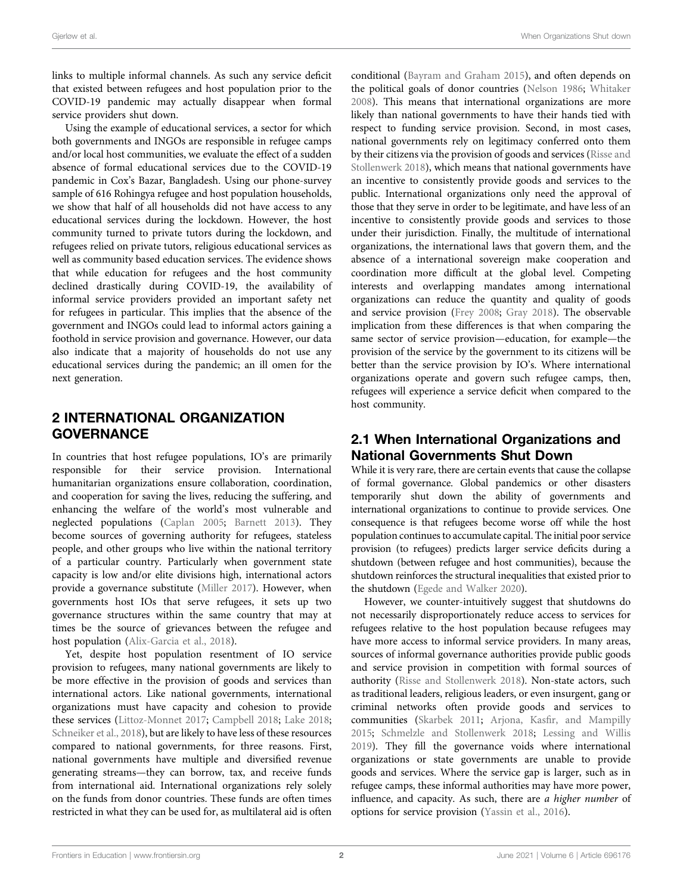links to multiple informal channels. As such any service deficit that existed between refugees and host population prior to the COVID-19 pandemic may actually disappear when formal service providers shut down.

Using the example of educational services, a sector for which both governments and INGOs are responsible in refugee camps and/or local host communities, we evaluate the effect of a sudden absence of formal educational services due to the COVID-19 pandemic in Cox's Bazar, Bangladesh. Using our phone-survey sample of 616 Rohingya refugee and host population households, we show that half of all households did not have access to any educational services during the lockdown. However, the host community turned to private tutors during the lockdown, and refugees relied on private tutors, religious educational services as well as community based education services. The evidence shows that while education for refugees and the host community declined drastically during COVID-19, the availability of informal service providers provided an important safety net for refugees in particular. This implies that the absence of the government and INGOs could lead to informal actors gaining a foothold in service provision and governance. However, our data also indicate that a majority of households do not use any educational services during the pandemic; an ill omen for the next generation.

## 2 INTERNATIONAL ORGANIZATION GOVERNANCE

In countries that host refugee populations, IO's are primarily responsible for their service provision. International humanitarian organizations ensure collaboration, coordination, and cooperation for saving the lives, reducing the suffering, and enhancing the welfare of the world's most vulnerable and neglected populations (Caplan 2005; Barnett 2013). They become sources of governing authority for refugees, stateless people, and other groups who live within the national territory of a particular country. Particularly when government state capacity is low and/or elite divisions high, international actors provide a governance substitute (Miller 2017). However, when governments host IOs that serve refugees, it sets up two governance structures within the same country that may at times be the source of grievances between the refugee and host population (Alix-Garcia et al., 2018).

Yet, despite host population resentment of IO service provision to refugees, many national governments are likely to be more effective in the provision of goods and services than international actors. Like national governments, international organizations must have capacity and cohesion to provide these services (Littoz-Monnet 2017; Campbell 2018; Lake 2018; Schneiker et al., 2018), but are likely to have less of these resources compared to national governments, for three reasons. First, national governments have multiple and diversified revenue generating streams—they can borrow, tax, and receive funds from international aid. International organizations rely solely on the funds from donor countries. These funds are often times restricted in what they can be used for, as multilateral aid is often conditional (Bayram and Graham 2015), and often depends on the political goals of donor countries (Nelson 1986; Whitaker 2008). This means that international organizations are more likely than national governments to have their hands tied with respect to funding service provision. Second, in most cases, national governments rely on legitimacy conferred onto them by their citizens via the provision of goods and services (Risse and Stollenwerk 2018), which means that national governments have an incentive to consistently provide goods and services to the public. International organizations only need the approval of those that they serve in order to be legitimate, and have less of an incentive to consistently provide goods and services to those under their jurisdiction. Finally, the multitude of international organizations, the international laws that govern them, and the absence of a international sovereign make cooperation and coordination more difficult at the global level. Competing interests and overlapping mandates among international organizations can reduce the quantity and quality of goods and service provision (Frey 2008; Gray 2018). The observable implication from these differences is that when comparing the same sector of service provision—education, for example—the provision of the service by the government to its citizens will be better than the service provision by IO's. Where international organizations operate and govern such refugee camps, then, refugees will experience a service deficit when compared to the host community.

### 2.1 When International Organizations and National Governments Shut Down

While it is very rare, there are certain events that cause the collapse of formal governance. Global pandemics or other disasters temporarily shut down the ability of governments and international organizations to continue to provide services. One consequence is that refugees become worse off while the host population continues to accumulate capital. The initial poor service provision (to refugees) predicts larger service deficits during a shutdown (between refugee and host communities), because the shutdown reinforces the structural inequalities that existed prior to the shutdown (Egede and Walker 2020).

However, we counter-intuitively suggest that shutdowns do not necessarily disproportionately reduce access to services for refugees relative to the host population because refugees may have more access to informal service providers. In many areas, sources of informal governance authorities provide public goods and service provision in competition with formal sources of authority (Risse and Stollenwerk 2018). Non-state actors, such as traditional leaders, religious leaders, or even insurgent, gang or criminal networks often provide goods and services to communities (Skarbek 2011; Arjona, Kasfir, and Mampilly 2015; Schmelzle and Stollenwerk 2018; Lessing and Willis 2019). They fill the governance voids where international organizations or state governments are unable to provide goods and services. Where the service gap is larger, such as in refugee camps, these informal authorities may have more power, influence, and capacity. As such, there are *a higher number* of options for service provision (Yassin et al., 2016).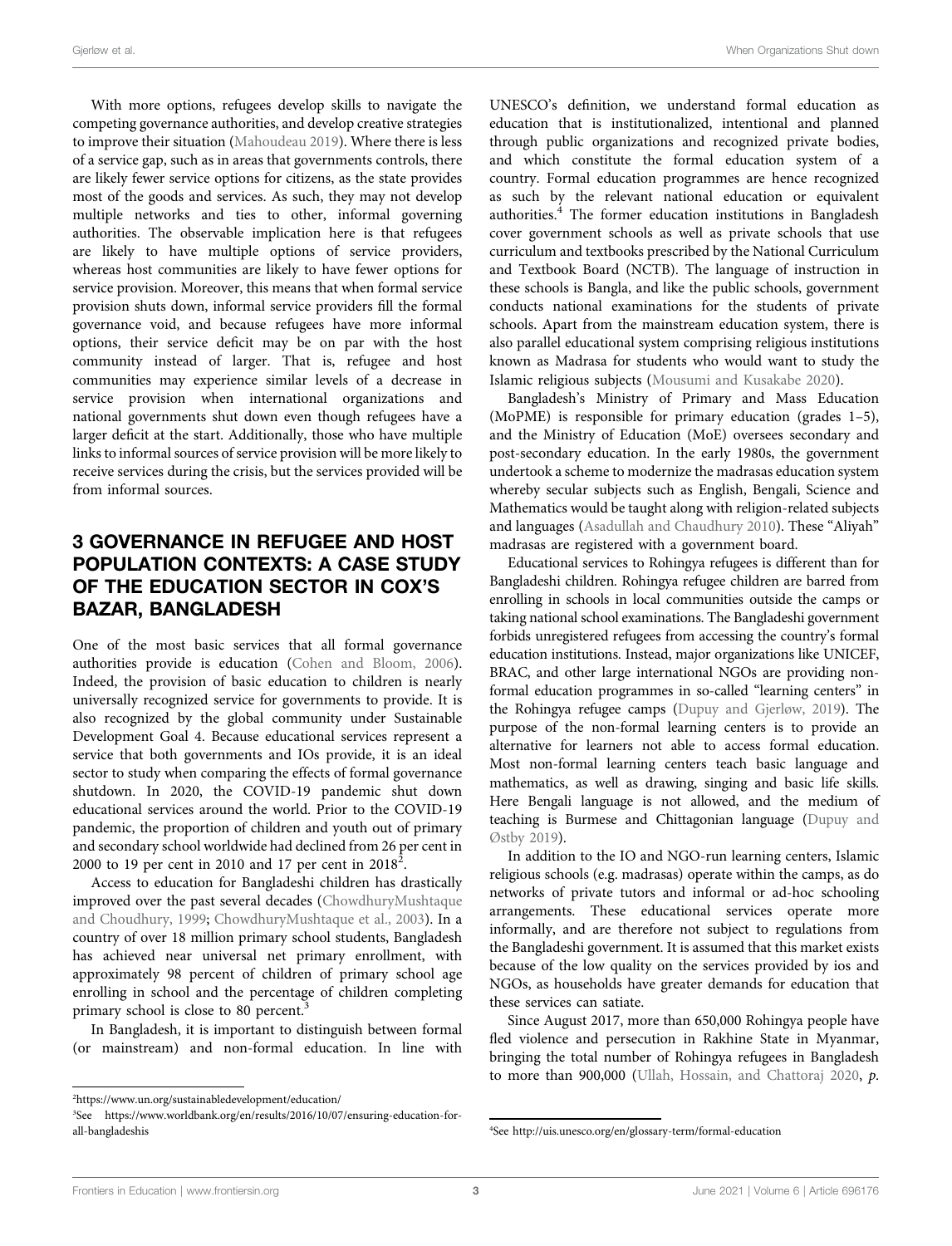With more options, refugees develop skills to navigate the competing governance authorities, and develop creative strategies to improve their situation (Mahoudeau 2019). Where there is less of a service gap, such as in areas that governments controls, there are likely fewer service options for citizens, as the state provides most of the goods and services. As such, they may not develop multiple networks and ties to other, informal governing authorities. The observable implication here is that refugees are likely to have multiple options of service providers, whereas host communities are likely to have fewer options for service provision. Moreover, this means that when formal service provision shuts down, informal service providers fill the formal governance void, and because refugees have more informal options, their service deficit may be on par with the host community instead of larger. That is, refugee and host communities may experience similar levels of a decrease in service provision when international organizations and national governments shut down even though refugees have a larger deficit at the start. Additionally, those who have multiple links to informal sources of service provision will be more likely to receive services during the crisis, but the services provided will be from informal sources.

## 3 GOVERNANCE IN REFUGEE AND HOST POPULATION CONTEXTS: A CASE STUDY OF THE EDUCATION SECTOR IN COX'S BAZAR, BANGLADESH

One of the most basic services that all formal governance authorities provide is education (Cohen and Bloom, 2006). Indeed, the provision of basic education to children is nearly universally recognized service for governments to provide. It is also recognized by the global community under Sustainable Development Goal 4. Because educational services represent a service that both governments and IOs provide, it is an ideal sector to study when comparing the effects of formal governance shutdown. In 2020, the COVID-19 pandemic shut down educational services around the world. Prior to the COVID-19 pandemic, the proportion of children and youth out of primary and secondary school worldwide had declined from 26 per cent in 2000 to 19 per cent in 2010 and 17 per cent in 2018[2].

Access to education for Bangladeshi children has drastically improved over the past several decades (ChowdhuryMushtaque and Choudhury, 1999; ChowdhuryMushtaque et al., 2003). In a country of over 18 million primary school students, Bangladesh has achieved near universal net primary enrollment, with approximately 98 percent of children of primary school age enrolling in school and the percentage of children completing primary school is close to 80 percent.[3]

In Bangladesh, it is important to distinguish between formal (or mainstream) and non-formal education. In line with UNESCO's definition, we understand formal education as education that is institutionalized, intentional and planned through public organizations and recognized private bodies, and which constitute the formal education system of a country. Formal education programmes are hence recognized as such by the relevant national education or equivalent authorities.[4] The former education institutions in Bangladesh cover government schools as well as private schools that use curriculum and textbooks prescribed by the National Curriculum and Textbook Board (NCTB). The language of instruction in these schools is Bangla, and like the public schools, government conducts national examinations for the students of private schools. Apart from the mainstream education system, there is also parallel educational system comprising religious institutions known as Madrasa for students who would want to study the Islamic religious subjects (Mousumi and Kusakabe 2020).

Bangladesh's Ministry of Primary and Mass Education (MoPME) is responsible for primary education (grades 1–5), and the Ministry of Education (MoE) oversees secondary and post-secondary education. In the early 1980s, the government undertook a scheme to modernize the madrasas education system whereby secular subjects such as English, Bengali, Science and Mathematics would be taught along with religion-related subjects and languages (Asadullah and Chaudhury 2010). These "Aliyah" madrasas are registered with a government board.

Educational services to Rohingya refugees is different than for Bangladeshi children. Rohingya refugee children are barred from enrolling in schools in local communities outside the camps or taking national school examinations. The Bangladeshi government forbids unregistered refugees from accessing the country's formal education institutions. Instead, major organizations like UNICEF, BRAC, and other large international NGOs are providing non-formal education programmes in so-called "learning centers" in the Rohingya refugee camps (Dupuy and Gjerløw, 2019). The purpose of the non-formal learning centers is to provide an alternative for learners not able to access formal education. Most non-formal learning centers teach basic language and mathematics, as well as drawing, singing and basic life skills. Here Bengali language is not allowed, and the medium of teaching is Burmese and Chittagonian language (Dupuy and Østby 2019).

In addition to the IO and NGO-run learning centers, Islamic religious schools (e.g. madrasas) operate within the camps, as do networks of private tutors and informal or ad-hoc schooling arrangements. These educational services operate more informally, and are therefore not subject to regulations from the Bangladeshi government. It is assumed that this market exists because of the low quality on the services provided by ios and NGOs, as households have greater demands for education that these services can satiate.

Since August 2017, more than 650,000 Rohingya people have fled violence and persecution in Rakhine State in Myanmar, bringing the total number of Rohingya refugees in Bangladesh to more than 900,000 (Ullah, Hossain, and Chattoraj 2020, *p.*

---

[2] https://www.un.org/sustainabledevelopment/education/

[3] See https://www.worldbank.org/en/results/2016/10/07/ensuring-education-for-all-bangladeshis

[4] See http://uis.unesco.org/en/glossary-term/formal-education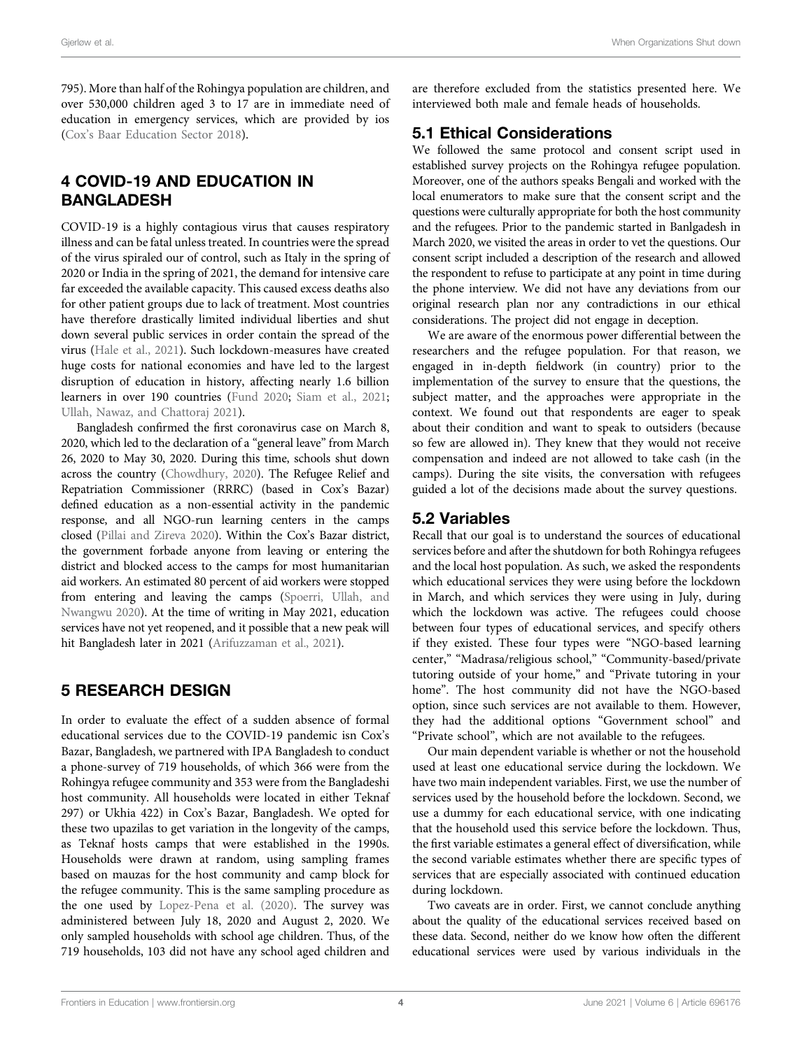795). More than half of the Rohingya population are children, and over 530,000 children aged 3 to 17 are in immediate need of education in emergency services, which are provided by ios (Cox's Baar Education Sector 2018).

## 4 COVID-19 AND EDUCATION IN BANGLADESH

COVID-19 is a highly contagious virus that causes respiratory illness and can be fatal unless treated. In countries were the spread of the virus spiraled our of control, such as Italy in the spring of 2020 or India in the spring of 2021, the demand for intensive care far exceeded the available capacity. This caused excess deaths also for other patient groups due to lack of treatment. Most countries have therefore drastically limited individual liberties and shut down several public services in order contain the spread of the virus (Hale et al., 2021). Such lockdown-measures have created huge costs for national economies and have led to the largest disruption of education in history, affecting nearly 1.6 billion learners in over 190 countries (Fund 2020; Siam et al., 2021; Ullah, Nawaz, and Chattoraj 2021).

Bangladesh confirmed the first coronavirus case on March 8, 2020, which led to the declaration of a "general leave" from March 26, 2020 to May 30, 2020. During this time, schools shut down across the country (Chowdhury, 2020). The Refugee Relief and Repatriation Commissioner (RRRC) (based in Cox's Bazar) defined education as a non-essential activity in the pandemic response, and all NGO-run learning centers in the camps closed (Pillai and Zireva 2020). Within the Cox's Bazar district, the government forbade anyone from leaving or entering the district and blocked access to the camps for most humanitarian aid workers. An estimated 80 percent of aid workers were stopped from entering and leaving the camps (Spoerri, Ullah, and Nwangwu 2020). At the time of writing in May 2021, education services have not yet reopened, and it possible that a new peak will hit Bangladesh later in 2021 (Arifuzzaman et al., 2021).

## 5 RESEARCH DESIGN

In order to evaluate the effect of a sudden absence of formal educational services due to the COVID-19 pandemic isn Cox's Bazar, Bangladesh, we partnered with IPA Bangladesh to conduct a phone-survey of 719 households, of which 366 were from the Rohingya refugee community and 353 were from the Bangladeshi host community. All households were located in either Teknaf 297) or Ukhia 422) in Cox's Bazar, Bangladesh. We opted for these two upazilas to get variation in the longevity of the camps, as Teknaf hosts camps that were established in the 1990s. Households were drawn at random, using sampling frames based on mauzas for the host community and camp block for the refugee community. This is the same sampling procedure as the one used by Lopez-Pena et al. (2020). The survey was administered between July 18, 2020 and August 2, 2020. We only sampled households with school age children. Thus, of the 719 households, 103 did not have any school aged children and are therefore excluded from the statistics presented here. We interviewed both male and female heads of households.

### 5.1 Ethical Considerations

We followed the same protocol and consent script used in established survey projects on the Rohingya refugee population. Moreover, one of the authors speaks Bengali and worked with the local enumerators to make sure that the consent script and the questions were culturally appropriate for both the host community and the refugees. Prior to the pandemic started in Banlgadesh in March 2020, we visited the areas in order to vet the questions. Our consent script included a description of the research and allowed the respondent to refuse to participate at any point in time during the phone interview. We did not have any deviations from our original research plan nor any contradictions in our ethical considerations. The project did not engage in deception.

We are aware of the enormous power differential between the researchers and the refugee population. For that reason, we engaged in in-depth fieldwork (in country) prior to the implementation of the survey to ensure that the questions, the subject matter, and the approaches were appropriate in the context. We found out that respondents are eager to speak about their condition and want to speak to outsiders (because so few are allowed in). They knew that they would not receive compensation and indeed are not allowed to take cash (in the camps). During the site visits, the conversation with refugees guided a lot of the decisions made about the survey questions.

### 5.2 Variables

Recall that our goal is to understand the sources of educational services before and after the shutdown for both Rohingya refugees and the local host population. As such, we asked the respondents which educational services they were using before the lockdown in March, and which services they were using in July, during which the lockdown was active. The refugees could choose between four types of educational services, and specify others if they existed. These four types were "NGO-based learning center," "Madrasa/religious school," "Community-based/private tutoring outside of your home," and "Private tutoring in your home". The host community did not have the NGO-based option, since such services are not available to them. However, they had the additional options "Government school" and "Private school", which are not available to the refugees.

Our main dependent variable is whether or not the household used at least one educational service during the lockdown. We have two main independent variables. First, we use the number of services used by the household before the lockdown. Second, we use a dummy for each educational service, with one indicating that the household used this service before the lockdown. Thus, the first variable estimates a general effect of diversification, while the second variable estimates whether there are specific types of services that are especially associated with continued education during lockdown.

Two caveats are in order. First, we cannot conclude anything about the quality of the educational services received based on these data. Second, neither do we know how often the different educational services were used by various individuals in the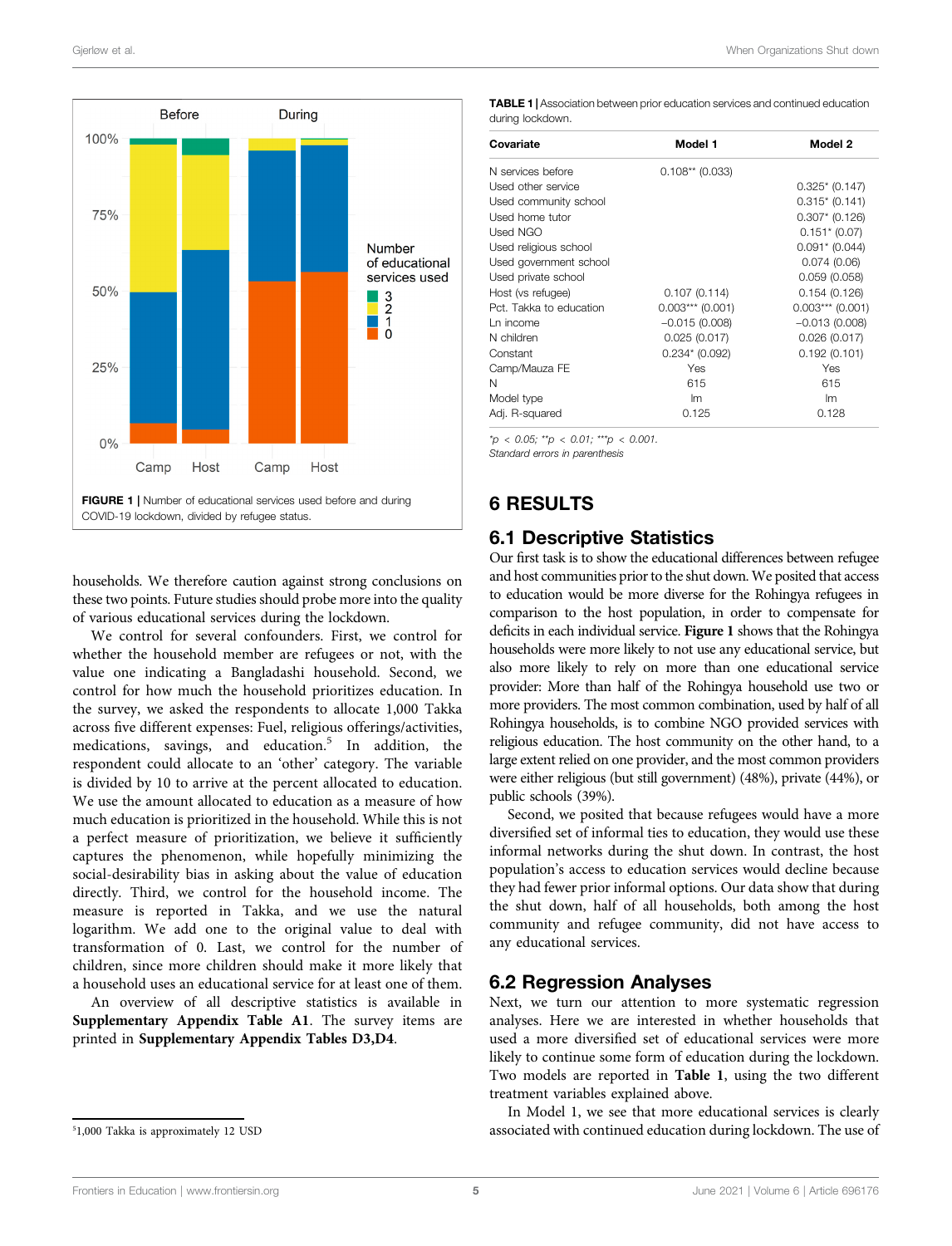FIGURE 1 | Number of educational services used before and during COVID-19 lockdown, divided by refugee status.

households. We therefore caution against strong conclusions on these two points. Future studies should probe more into the quality of various educational services during the lockdown.

We control for several confounders. First, we control for whether the household member are refugees or not, with the value one indicating a Bangladashi household. Second, we control for how much the household prioritizes education. In the survey, we asked the respondents to allocate 1,000 Takka across five different expenses: Fuel, religious offerings/activities, medications, savings, and education.[5] In addition, the respondent could allocate to an 'other' category. The variable is divided by 10 to arrive at the percent allocated to education. We use the amount allocated to education as a measure of how much education is prioritized in the household. While this is not a perfect measure of prioritization, we believe it sufficiently captures the phenomenon, while hopefully minimizing the social-desirability bias in asking about the value of education directly. Third, we control for the household income. The measure is reported in Takka, and we use the natural logarithm. We add one to the original value to deal with transformation of 0. Last, we control for the number of children, since more children should make it more likely that a household uses an educational service for at least one of them.

An overview of all descriptive statistics is available in **Supplementary Appendix Table A1**. The survey items are printed in **Supplementary Appendix Tables D3,D4**.

[5]1,000 Takka is approximately 12 USD

**TABLE 1** | Association between prior education services and continued education during lockdown.

| Covariate | Model 1 | Model 2 |
|---|---|---|
| N services before | 0.108** (0.033) | |
| Used other service | | 0.325* (0.147) |
| Used community school | | 0.315* (0.141) |
| Used home tutor | | 0.307* (0.126) |
| Used NGO | | 0.151* (0.07) |
| Used religious school | | 0.091* (0.044) |
| Used government school | | 0.074 (0.06) |
| Used private school | | 0.059 (0.058) |
| Host (vs refugee) | 0.107 (0.114) | 0.154 (0.126) |
| Pct. Takka to education | 0.003*** (0.001) | 0.003*** (0.001) |
| Ln income | −0.015 (0.008) | −0.013 (0.008) |
| N children | 0.025 (0.017) | 0.026 (0.017) |
| Constant | 0.234* (0.092) | 0.192 (0.101) |
| Camp/Mauza FE | Yes | Yes |
| N | 615 | 615 |
| Model type | lm | lm |
| Adj. R-squared | 0.125 | 0.128 |

*\*p < 0.05; \*\*p < 0.01; \*\*\*p < 0.001.*
*Standard errors in parenthesis*

# 6 RESULTS

## 6.1 Descriptive Statistics

Our first task is to show the educational differences between refugee and host communities prior to the shut down. We posited that access to education would be more diverse for the Rohingya refugees in comparison to the host population, in order to compensate for deficits in each individual service. **Figure 1** shows that the Rohingya households were more likely to not use any educational service, but also more likely to rely on more than one educational service provider: More than half of the Rohingya household use two or more providers. The most common combination, used by half of all Rohingya households, is to combine NGO provided services with religious education. The host community on the other hand, to a large extent relied on one provider, and the most common providers were either religious (but still government) (48%), private (44%), or public schools (39%).

Second, we posited that because refugees would have a more diversified set of informal ties to education, they would use these informal networks during the shut down. In contrast, the host population's access to education services would decline because they had fewer prior informal options. Our data show that during the shut down, half of all households, both among the host community and refugee community, did not have access to any educational services.

## 6.2 Regression Analyses

Next, we turn our attention to more systematic regression analyses. Here we are interested in whether households that used a more diversified set of educational services were more likely to continue some form of education during the lockdown. Two models are reported in **Table 1**, using the two different treatment variables explained above.

In Model 1, we see that more educational services is clearly associated with continued education during lockdown. The use of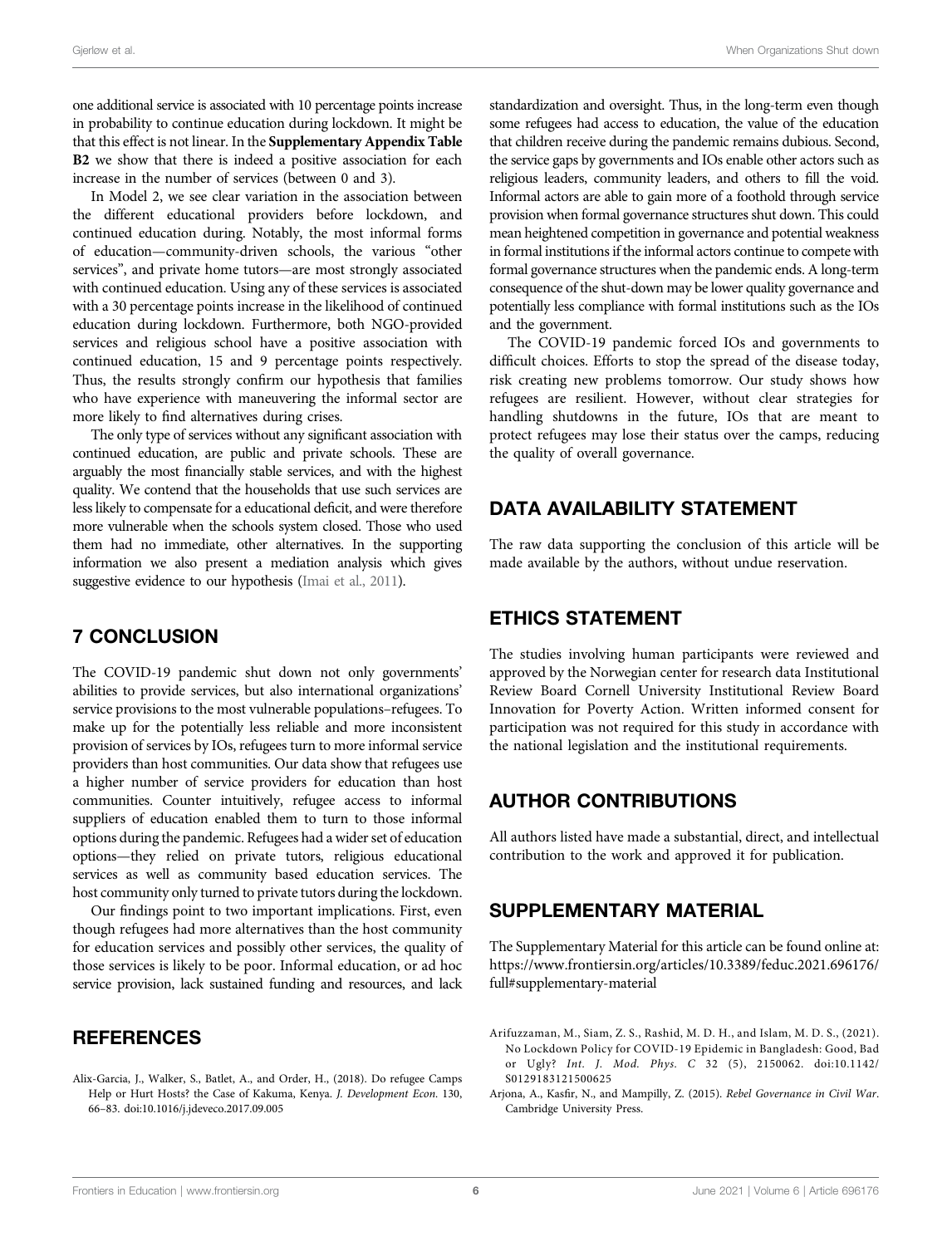one additional service is associated with 10 percentage points increase in probability to continue education during lockdown. It might be that this effect is not linear. In the **Supplementary Appendix Table B2** we show that there is indeed a positive association for each increase in the number of services (between 0 and 3).

In Model 2, we see clear variation in the association between the different educational providers before lockdown, and continued education during. Notably, the most informal forms of education—community-driven schools, the various "other services", and private home tutors—are most strongly associated with continued education. Using any of these services is associated with a 30 percentage points increase in the likelihood of continued education during lockdown. Furthermore, both NGO-provided services and religious school have a positive association with continued education, 15 and 9 percentage points respectively. Thus, the results strongly confirm our hypothesis that families who have experience with maneuvering the informal sector are more likely to find alternatives during crises.

The only type of services without any significant association with continued education, are public and private schools. These are arguably the most financially stable services, and with the highest quality. We contend that the households that use such services are less likely to compensate for a educational deficit, and were therefore more vulnerable when the schools system closed. Those who used them had no immediate, other alternatives. In the supporting information we also present a mediation analysis which gives suggestive evidence to our hypothesis (Imai et al., 2011).

## 7 CONCLUSION

The COVID-19 pandemic shut down not only governments' abilities to provide services, but also international organizations' service provisions to the most vulnerable populations–refugees. To make up for the potentially less reliable and more inconsistent provision of services by IOs, refugees turn to more informal service providers than host communities. Our data show that refugees use a higher number of service providers for education than host communities. Counter intuitively, refugee access to informal suppliers of education enabled them to turn to those informal options during the pandemic. Refugees had a wider set of education options—they relied on private tutors, religious educational services as well as community based education services. The host community only turned to private tutors during the lockdown.

Our findings point to two important implications. First, even though refugees had more alternatives than the host community for education services and possibly other services, the quality of those services is likely to be poor. Informal education, or ad hoc service provision, lack sustained funding and resources, and lack standardization and oversight. Thus, in the long-term even though some refugees had access to education, the value of the education that children receive during the pandemic remains dubious. Second, the service gaps by governments and IOs enable other actors such as religious leaders, community leaders, and others to fill the void. Informal actors are able to gain more of a foothold through service provision when formal governance structures shut down. This could mean heightened competition in governance and potential weakness in formal institutions if the informal actors continue to compete with formal governance structures when the pandemic ends. A long-term consequence of the shut-down may be lower quality governance and potentially less compliance with formal institutions such as the IOs and the government.

The COVID-19 pandemic forced IOs and governments to difficult choices. Efforts to stop the spread of the disease today, risk creating new problems tomorrow. Our study shows how refugees are resilient. However, without clear strategies for handling shutdowns in the future, IOs that are meant to protect refugees may lose their status over the camps, reducing the quality of overall governance.

## DATA AVAILABILITY STATEMENT

The raw data supporting the conclusion of this article will be made available by the authors, without undue reservation.

## ETHICS STATEMENT

The studies involving human participants were reviewed and approved by the Norwegian center for research data Institutional Review Board Cornell University Institutional Review Board Innovation for Poverty Action. Written informed consent for participation was not required for this study in accordance with the national legislation and the institutional requirements.

## AUTHOR CONTRIBUTIONS

All authors listed have made a substantial, direct, and intellectual contribution to the work and approved it for publication.

## SUPPLEMENTARY MATERIAL

The Supplementary Material for this article can be found online at: https://www.frontiersin.org/articles/10.3389/feduc.2021.696176/full#supplementary-material

## REFERENCES

Alix-Garcia, J., Walker, S., Batlet, A., and Order, H., (2018). Do refugee Camps Help or Hurt Hosts? the Case of Kakuma, Kenya. *J. Development Econ.* 130, 66–83. doi:10.1016/j.jdeveco.2017.09.005

Arifuzzaman, M., Siam, Z. S., Rashid, M. D. H., and Islam, M. D. S., (2021). No Lockdown Policy for COVID-19 Epidemic in Bangladesh: Good, Bad or Ugly? *Int. J. Mod. Phys. C* 32 (5), 2150062. doi:10.1142/S0129183121500625

Arjona, A., Kasfir, N., and Mampilly, Z. (2015). *Rebel Governance in Civil War*. Cambridge University Press.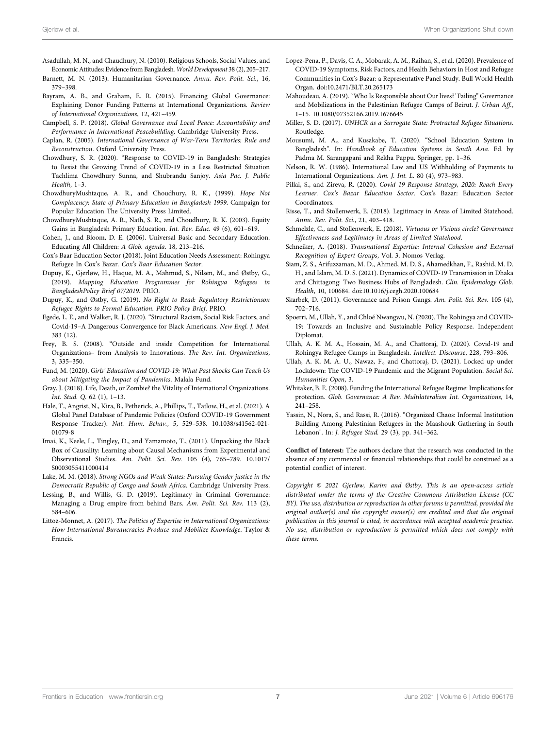Asadullah, M. N., and Chaudhury, N. (2010). Religious Schools, Social Values, and Economic Attitudes: Evidence from Bangladesh. *World Development* 38 (2), 205–217.

Barnett, M. N. (2013). Humanitarian Governance. *Annu. Rev. Polit. Sci.*, 16, 379–398.

Bayram, A. B., and Graham, E. R. (2015). Financing Global Governance: Explaining Donor Funding Patterns at International Organizations. *Review of International Organizations*, 12, 421–459.

Campbell, S. P. (2018). *Global Governance and Local Peace: Accountability and Performance in International Peacebuilding*. Cambridge University Press.

Caplan, R. (2005). *International Governance of War-Torn Territories: Rule and Reconstruction*. Oxford University Press.

Chowdhury, S. R. (2020). "Response to COVID-19 in Bangladesh: Strategies to Resist the Growing Trend of COVID-19 in a Less Restricted Situation Tachlima Chowdhury Sunna, and Shubrandu Sanjoy. *Asia Pac. J. Public Health*, 1–3.

ChowdhuryMushtaque, A. R., and Choudhury, R. K., (1999). *Hope Not Complacency: State of Primary Education in Bangladesh 1999*. Campaign for Popular Education The University Press Limited.

ChowdhuryMushtaque, A. R., Nath, S. R., and Choudhury, R. K. (2003). Equity Gains in Bangladesh Primary Education. *Int. Rev. Educ.* 49 (6), 601–619.

Cohen, J., and Bloom, D. E. (2006). Universal Basic and Secondary Education. Educating All Children: *A Glob. agenda*. 18, 213–216.

Cox's Baar Education Sector (2018). Joint Education Needs Assessment: Rohingya Refugee In Cox's Bazar. *Cox's Baar Education Sector*.

Dupuy, K., Gjerløw, H., Haque, M. A., Mahmud, S., Nilsen, M., and Østby, G., (2019). *Mapping Education Programmes for Rohingya Refugees in BangladeshPolicy Brief 07/2019*. PRIO.

Dupuy, K., and Østby, G. (2019). *No Right to Read: Regulatory Restrictionson Refugee Rights to Formal Education. PRIO Policy Brief*. PRIO.

Egede, L. E., and Walker, R. J. (2020). "Structural Racism, Social Risk Factors, and Covid-19–A Dangerous Convergence for Black Americans. *New Engl. J. Med.* 383 (12).

Frey, B. S. (2008). "Outside and inside Competition for International Organizations– from Analysis to Innovations. *The Rev. Int. Organizations*, 3, 335–350.

Fund, M. (2020). *Girls' Education and COVID-19: What Past Shocks Can Teach Us about Mitigating the Impact of Pandemics*. Malala Fund.

Gray, J. (2018). Life, Death, or Zombie? the Vitality of International Organizations. *Int. Stud. Q.* 62 (1), 1–13.

Hale, T., Angrist, N., Kira, B., Petherick, A., Phillips, T., Tatlow, H., et al. (2021). A Global Panel Database of Pandemic Policies (Oxford COVID-19 Government Response Tracker). *Nat. Hum. Behav.*, 5, 529–538. 10.1038/s41562-021-01079-8

Imai, K., Keele, L., Tingley, D., and Yamamoto, T., (2011). Unpacking the Black Box of Causality: Learning about Causal Mechanisms from Experimental and Observational Studies. *Am. Polit. Sci. Rev.* 105 (4), 765–789. 10.1017/S0003055411000414

Lake, M. M. (2018). *Strong NGOs and Weak States: Pursuing Gender justice in the Democratic Republic of Congo and South Africa*. Cambridge University Press.

Lessing, B., and Willis, G. D. (2019). Legitimacy in Criminal Governance: Managing a Drug empire from behind Bars. *Am. Polit. Sci. Rev.* 113 (2), 584–606.

Littoz-Monnet, A. (2017). *The Politics of Expertise in International Organizations: How International Bureaucracies Produce and Mobilize Knowledge*. Taylor & Francis.

Lopez-Pena, P., Davis, C. A., Mobarak, A. M., Raihan, S., et al. (2020). Prevalence of COVID-19 Symptoms, Risk Factors, and Health Behaviors in Host and Refugee Communities in Cox's Bazar: a Representative Panel Study. Bull World Health Organ. doi:10.2471/BLT.20.265173

Mahoudeau, A. (2019). `Who Is Responsible about Our lives?`Failing" Governance and Mobilizations in the Palestinian Refugee Camps of Beirut. *J. Urban Aff.*, 1–15. 10.1080/07352166.2019.1676645

Miller, S. D. (2017). *UNHCR as a Surrogate State: Protracted Refugee Situations*. Routledge.

Mousumi, M. A., and Kusakabe, T. (2020). "School Education System in Bangladesh". In: *Handbook of Education Systems in South Asia*. Ed. by Padma M. Sarangapani and Rekha Pappu. Springer, pp. 1–36.

Nelson, R. W. (1986). International Law and US Withholding of Payments to International Organizations. *Am. J. Int. L.* 80 (4), 973–983.

Pillai, S., and Zireva, R. (2020). *Covid 19 Response Strategy, 2020: Reach Every Learner. Cox's Bazar Education Sector*. Cox's Bazar: Education Sector Coordinators.

Risse, T., and Stollenwerk, E. (2018). Legitimacy in Areas of Limited Statehood. *Annu. Rev. Polit. Sci.*, 21, 403–418.

Schmelzle, C., and Stollenwerk, E. (2018). *Virtuous or Vicious circle? Governance Effectiveness and Legitimacy in Areas of Limited Statehood*.

Schneiker, A. (2018). *Transnational Expertise: Internal Cohesion and External Recognition of Expert Groups*, Vol. 3. Nomos Verlag.

Siam, Z. S., Arifuzzaman, M. D., Ahmed, M. D. S., Ahamedkhan, F., Rashid, M. D. H., and Islam, M. D. S. (2021). Dynamics of COVID-19 Transmission in Dhaka and Chittagong: Two Business Hubs of Bangladesh. *Clin. Epidemology Glob. Health*, 10, 100684. doi:10.1016/j.cegh.2020.100684

Skarbek, D. (2011). Governance and Prison Gangs. *Am. Polit. Sci. Rev.* 105 (4), 702–716.

Spoerri, M., Ullah, Y., and Chloé Nwangwu, N. (2020). The Rohingya and COVID-19: Towards an Inclusive and Sustainable Policy Response. Independent Diplomat.

Ullah, A. K. M. A., Hossain, M. A., and Chattoraj, D. (2020). Covid-19 and Rohingya Refugee Camps in Bangladesh. *Intellect. Discourse*, 228, 793–806.

Ullah, A. K. M. A. U., Nawaz, F., and Chattoraj, D. (2021). Locked up under Lockdown: The COVID-19 Pandemic and the Migrant Population. *Social Sci. Humanities Open*, 3.

Whitaker, B. E. (2008). Funding the International Refugee Regime: Implications for protection. *Glob. Governance: A Rev. Multilateralism Int. Organizations*, 14, 241–258.

Yassin, N., Nora, S., and Rassi, R. (2016). "Organized Chaos: Informal Institution Building Among Palestinian Refugees in the Maashouk Gathering in South Lebanon". In: *J. Refugee Stud.* 29 (3), pp. 341–362.

**Conflict of Interest:** The authors declare that the research was conducted in the absence of any commercial or financial relationships that could be construed as a potential conflict of interest.

*Copyright © 2021 Gjerløw, Karim and Østby. This is an open-access article distributed under the terms of the Creative Commons Attribution License (CC BY). The use, distribution or reproduction in other forums is permitted, provided the original author(s) and the copyright owner(s) are credited and that the original publication in this journal is cited, in accordance with accepted academic practice. No use, distribution or reproduction is permitted which does not comply with these terms.*